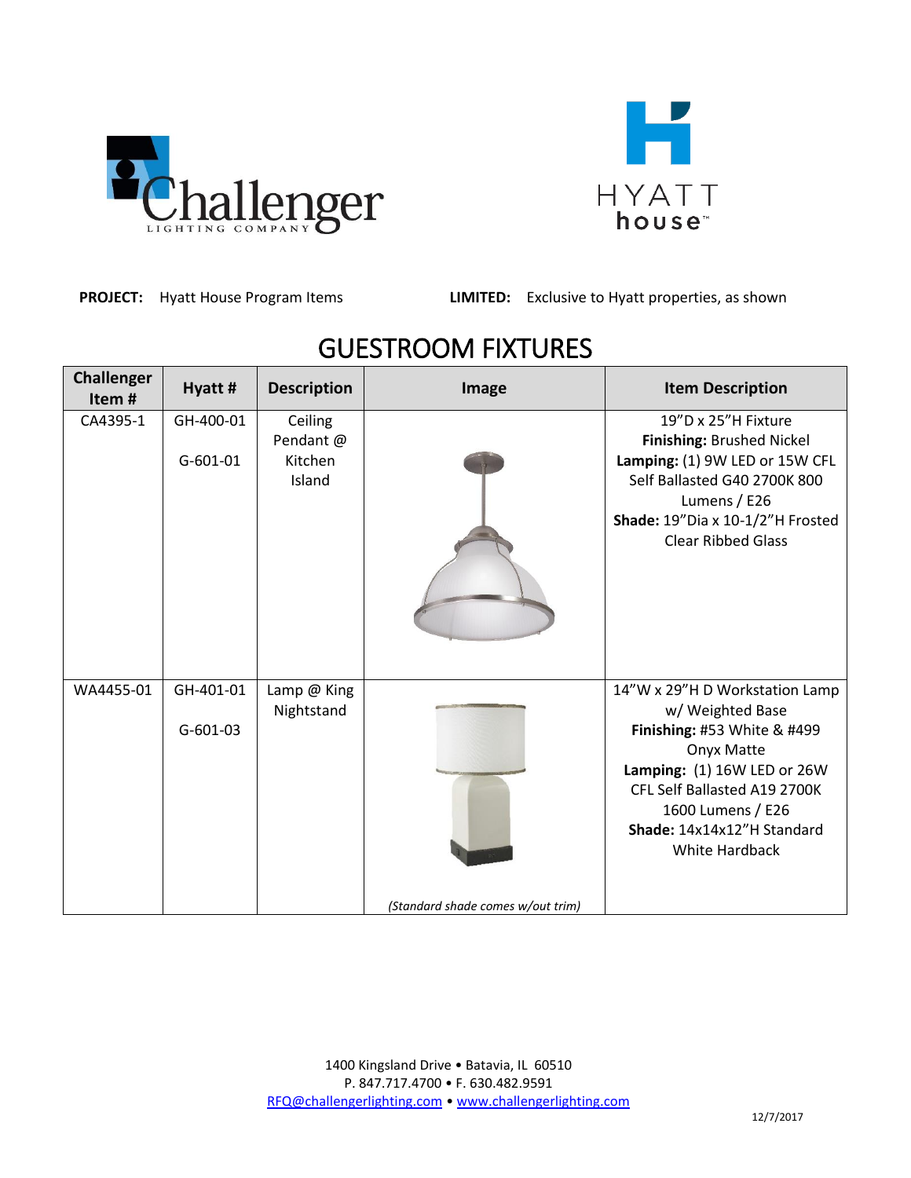**PROJECT:** Hyatt House Program Items **LIMITED:** Exclusive to Hyatt properties, as shown

# GUESTROOM FIXTURES

| Challenger Item # | Hyatt # | Description | Image | Item Description |
|---|---|---|---|---|
| CA4395-1 | GH-400-01<br><br>G-601-01 | Ceiling Pendant @ Kitchen Island | | 19"D x 25"H Fixture<br>**Finishing:** Brushed Nickel<br>**Lamping:** (1) 9W LED or 15W CFL Self Ballasted G40 2700K 800 Lumens / E26<br>**Shade:** 19"Dia x 10-1/2"H Frosted Clear Ribbed Glass |
| WA4455-01 | GH-401-01<br><br>G-601-03 | Lamp @ King Nightstand | *(Standard shade comes w/out trim)* | 14"W x 29"H D Workstation Lamp w/ Weighted Base<br>**Finishing:** #53 White & #499 Onyx Matte<br>**Lamping:** (1) 16W LED or 26W CFL Self Ballasted A19 2700K 1600 Lumens / E26<br>**Shade:** 14x14x12"H Standard White Hardback |

1400 Kingsland Drive • Batavia, IL 60510
P. 847.717.4700 • F. 630.482.9591
RFQ@challengerlighting.com • www.challengerlighting.com

12/7/2017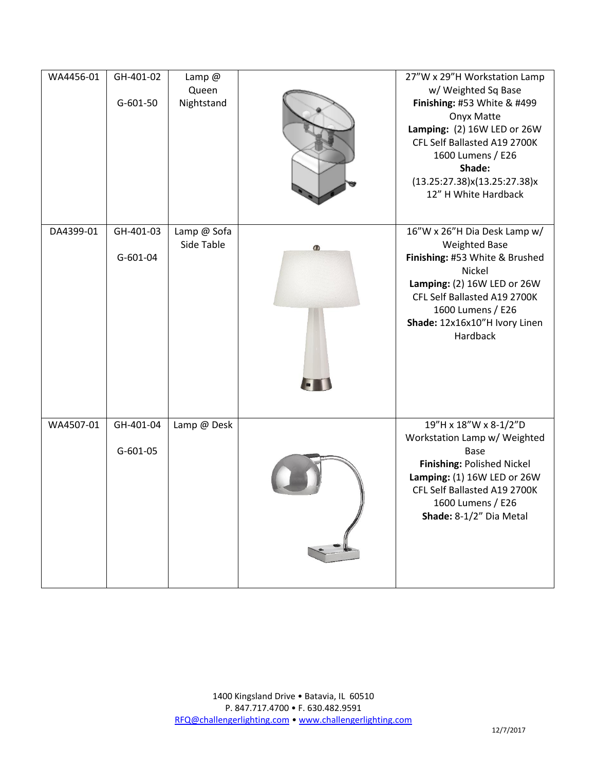| | | | | |
|---|---|---|---|---|
| WA4456-01 | GH-401-02<br><br>G-601-50 | Lamp @ Queen Nightstand | | 27"W x 29"H Workstation Lamp w/ Weighted Sq Base<br>**Finishing:** #53 White & #499 Onyx Matte<br>**Lamping:** (2) 16W LED or 26W CFL Self Ballasted A19 2700K 1600 Lumens / E26<br>**Shade:** (13.25:27.38)x(13.25:27.38)x 12" H White Hardback |
| DA4399-01 | GH-401-03<br><br>G-601-04 | Lamp @ Sofa Side Table | | 16"W x 26"H Dia Desk Lamp w/ Weighted Base<br>**Finishing:** #53 White & Brushed Nickel<br>**Lamping:** (2) 16W LED or 26W CFL Self Ballasted A19 2700K 1600 Lumens / E26<br>**Shade:** 12x16x10"H Ivory Linen Hardback |
| WA4507-01 | GH-401-04<br><br>G-601-05 | Lamp @ Desk | | 19"H x 18"W x 8-1/2"D Workstation Lamp w/ Weighted Base<br>**Finishing:** Polished Nickel<br>**Lamping:** (1) 16W LED or 26W CFL Self Ballasted A19 2700K 1600 Lumens / E26<br>**Shade:** 8-1/2" Dia Metal |

1400 Kingsland Drive • Batavia, IL 60510
P. 847.717.4700 • F. 630.482.9591
RFQ@challengerlighting.com • www.challengerlighting.com

12/7/2017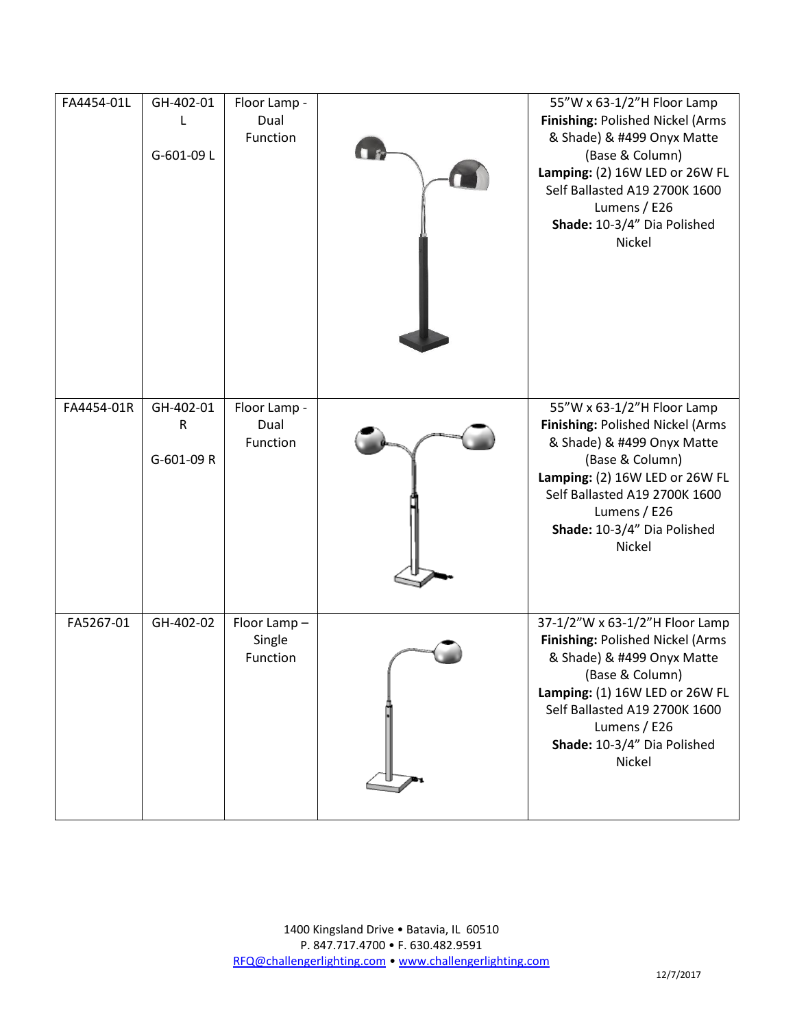| FA4454-01L | GH-402-01 L<br><br>G-601-09 L | Floor Lamp - Dual Function | | 55"W x 63-1/2"H Floor Lamp<br>**Finishing:** Polished Nickel (Arms & Shade) & #499 Onyx Matte (Base & Column)<br>**Lamping:** (2) 16W LED or 26W FL Self Ballasted A19 2700K 1600 Lumens / E26<br>**Shade:** 10-3/4" Dia Polished Nickel |
|---|---|---|---|---|
| FA4454-01R | GH-402-01 R<br><br>G-601-09 R | Floor Lamp - Dual Function | | 55"W x 63-1/2"H Floor Lamp<br>**Finishing:** Polished Nickel (Arms & Shade) & #499 Onyx Matte (Base & Column)<br>**Lamping:** (2) 16W LED or 26W FL Self Ballasted A19 2700K 1600 Lumens / E26<br>**Shade:** 10-3/4" Dia Polished Nickel |
| FA5267-01 | GH-402-02 | Floor Lamp – Single Function | | 37-1/2"W x 63-1/2"H Floor Lamp<br>**Finishing:** Polished Nickel (Arms & Shade) & #499 Onyx Matte (Base & Column)<br>**Lamping:** (1) 16W LED or 26W FL Self Ballasted A19 2700K 1600 Lumens / E26<br>**Shade:** 10-3/4" Dia Polished Nickel |

1400 Kingsland Drive • Batavia, IL 60510
P. 847.717.4700 • F. 630.482.9591
RFQ@challengerlighting.com • www.challengerlighting.com

12/7/2017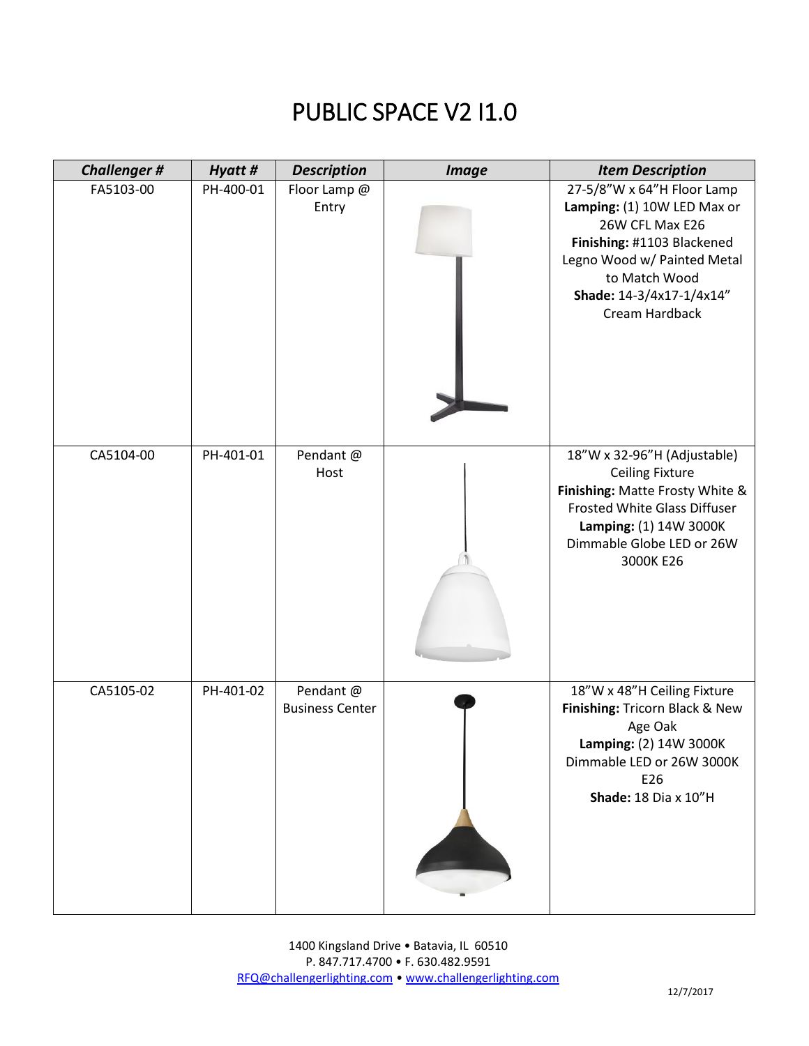# PUBLIC SPACE V2 I1.0

| ***Challenger #*** | ***Hyatt #*** | ***Description*** | ***Image*** | ***Item Description*** |
|---|---|---|---|---|
| FA5103-00 | PH-400-01 | Floor Lamp @ Entry | | 27-5/8"W x 64"H Floor Lamp **Lamping:** (1) 10W LED Max or 26W CFL Max E26 **Finishing:** #1103 Blackened Legno Wood w/ Painted Metal to Match Wood **Shade:** 14-3/4x17-1/4x14" Cream Hardback |
| CA5104-00 | PH-401-01 | Pendant @ Host | | 18"W x 32-96"H (Adjustable) Ceiling Fixture **Finishing:** Matte Frosty White & Frosted White Glass Diffuser **Lamping:** (1) 14W 3000K Dimmable Globe LED or 26W 3000K E26 |
| CA5105-02 | PH-401-02 | Pendant @ Business Center | | 18"W x 48"H Ceiling Fixture **Finishing:** Tricorn Black & New Age Oak **Lamping:** (2) 14W 3000K Dimmable LED or 26W 3000K E26 **Shade:** 18 Dia x 10"H |

1400 Kingsland Drive • Batavia, IL 60510
P. 847.717.4700 • F. 630.482.9591
RFQ@challengerlighting.com • www.challengerlighting.com

12/7/2017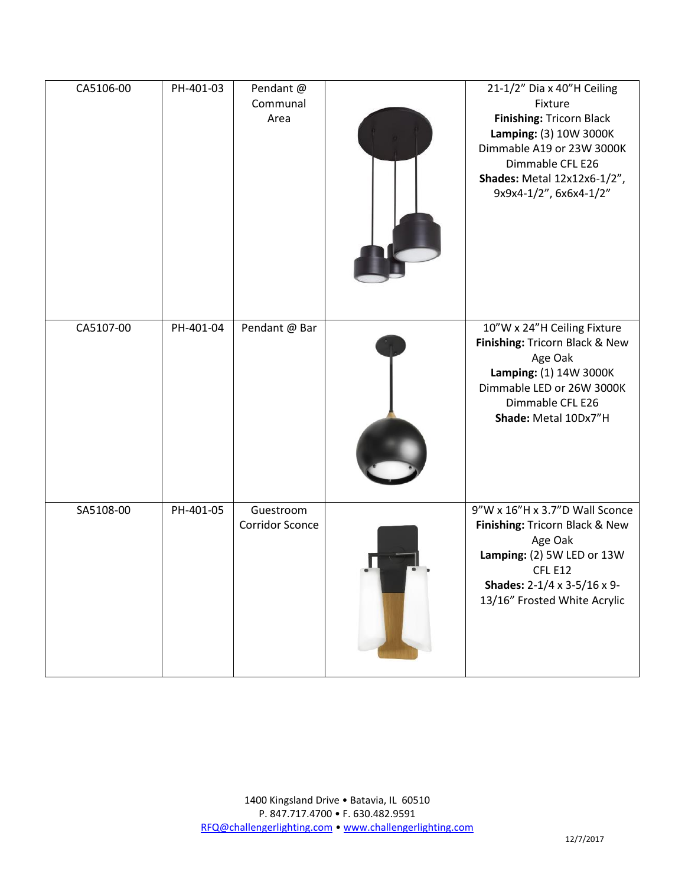| | | | | |
|---|---|---|---|---|
| CA5106-00 | PH-401-03 | Pendant @ Communal Area | | 21-1/2" Dia x 40"H Ceiling Fixture<br>**Finishing:** Tricorn Black<br>**Lamping:** (3) 10W 3000K Dimmable A19 or 23W 3000K Dimmable CFL E26<br>**Shades:** Metal 12x12x6-1/2", 9x9x4-1/2", 6x6x4-1/2" |
| CA5107-00 | PH-401-04 | Pendant @ Bar | | 10"W x 24"H Ceiling Fixture<br>**Finishing:** Tricorn Black & New Age Oak<br>**Lamping:** (1) 14W 3000K Dimmable LED or 26W 3000K Dimmable CFL E26<br>**Shade:** Metal 10Dx7"H |
| SA5108-00 | PH-401-05 | Guestroom Corridor Sconce | | 9"W x 16"H x 3.7"D Wall Sconce<br>**Finishing:** Tricorn Black & New Age Oak<br>**Lamping:** (2) 5W LED or 13W CFL E12<br>**Shades:** 2-1/4 x 3-5/16 x 9-13/16" Frosted White Acrylic |

1400 Kingsland Drive • Batavia, IL 60510
P. 847.717.4700 • F. 630.482.9591
RFQ@challengerlighting.com • www.challengerlighting.com

12/7/2017